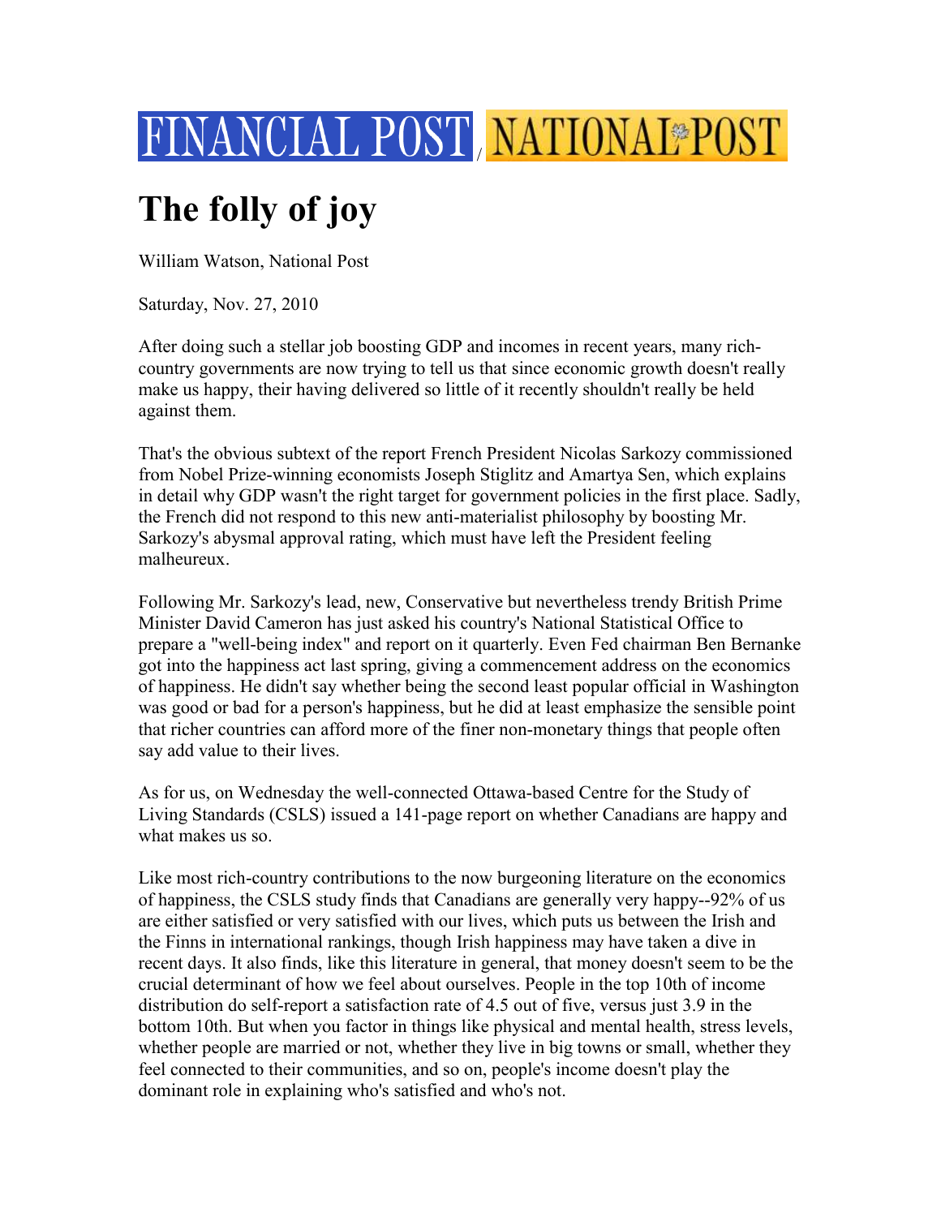FINANCIAL POST / NATIONAL POST

# The folly of joy

William Watson, National Post

Saturday, Nov. 27, 2010

After doing such a stellar job boosting GDP and incomes in recent years, many rich-country governments are now trying to tell us that since economic growth doesn't really make us happy, their having delivered so little of it recently shouldn't really be held against them.

That's the obvious subtext of the report French President Nicolas Sarkozy commissioned from Nobel Prize-winning economists Joseph Stiglitz and Amartya Sen, which explains in detail why GDP wasn't the right target for government policies in the first place. Sadly, the French did not respond to this new anti-materialist philosophy by boosting Mr. Sarkozy's abysmal approval rating, which must have left the President feeling malheureux.

Following Mr. Sarkozy's lead, new, Conservative but nevertheless trendy British Prime Minister David Cameron has just asked his country's National Statistical Office to prepare a "well-being index" and report on it quarterly. Even Fed chairman Ben Bernanke got into the happiness act last spring, giving a commencement address on the economics of happiness. He didn't say whether being the second least popular official in Washington was good or bad for a person's happiness, but he did at least emphasize the sensible point that richer countries can afford more of the finer non-monetary things that people often say add value to their lives.

As for us, on Wednesday the well-connected Ottawa-based Centre for the Study of Living Standards (CSLS) issued a 141-page report on whether Canadians are happy and what makes us so.

Like most rich-country contributions to the now burgeoning literature on the economics of happiness, the CSLS study finds that Canadians are generally very happy--92% of us are either satisfied or very satisfied with our lives, which puts us between the Irish and the Finns in international rankings, though Irish happiness may have taken a dive in recent days. It also finds, like this literature in general, that money doesn't seem to be the crucial determinant of how we feel about ourselves. People in the top 10th of income distribution do self-report a satisfaction rate of 4.5 out of five, versus just 3.9 in the bottom 10th. But when you factor in things like physical and mental health, stress levels, whether people are married or not, whether they live in big towns or small, whether they feel connected to their communities, and so on, people's income doesn't play the dominant role in explaining who's satisfied and who's not.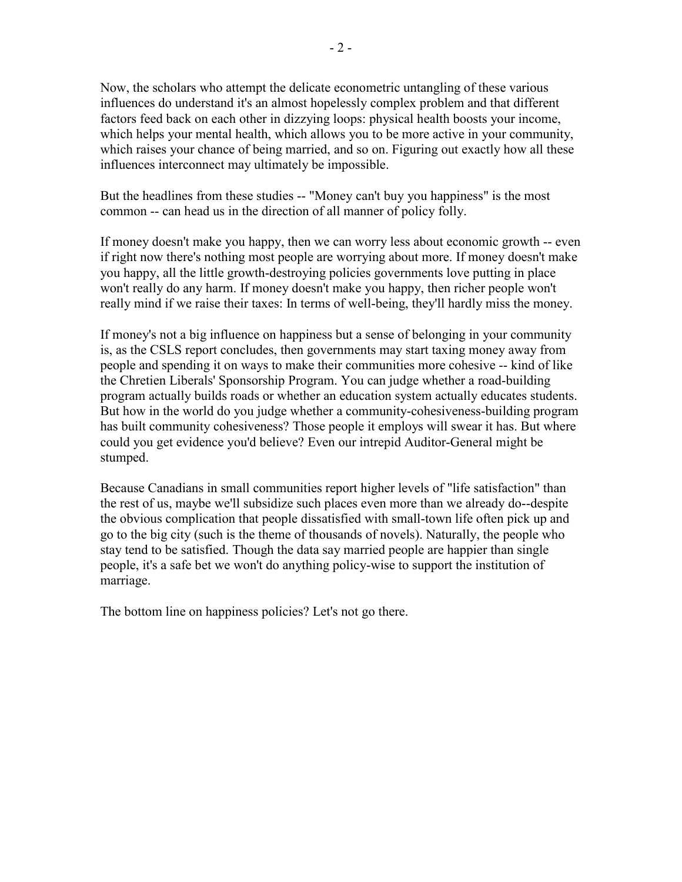Now, the scholars who attempt the delicate econometric untangling of these various influences do understand it's an almost hopelessly complex problem and that different factors feed back on each other in dizzying loops: physical health boosts your income, which helps your mental health, which allows you to be more active in your community, which raises your chance of being married, and so on. Figuring out exactly how all these influences interconnect may ultimately be impossible.

But the headlines from these studies -- "Money can't buy you happiness" is the most common -- can head us in the direction of all manner of policy folly.

If money doesn't make you happy, then we can worry less about economic growth -- even if right now there's nothing most people are worrying about more. If money doesn't make you happy, all the little growth-destroying policies governments love putting in place won't really do any harm. If money doesn't make you happy, then richer people won't really mind if we raise their taxes: In terms of well-being, they'll hardly miss the money.

If money's not a big influence on happiness but a sense of belonging in your community is, as the CSLS report concludes, then governments may start taxing money away from people and spending it on ways to make their communities more cohesive -- kind of like the Chretien Liberals' Sponsorship Program. You can judge whether a road-building program actually builds roads or whether an education system actually educates students. But how in the world do you judge whether a community-cohesiveness-building program has built community cohesiveness? Those people it employs will swear it has. But where could you get evidence you'd believe? Even our intrepid Auditor-General might be stumped.

Because Canadians in small communities report higher levels of "life satisfaction" than the rest of us, maybe we'll subsidize such places even more than we already do--despite the obvious complication that people dissatisfied with small-town life often pick up and go to the big city (such is the theme of thousands of novels). Naturally, the people who stay tend to be satisfied. Though the data say married people are happier than single people, it's a safe bet we won't do anything policy-wise to support the institution of marriage.

The bottom line on happiness policies? Let's not go there.